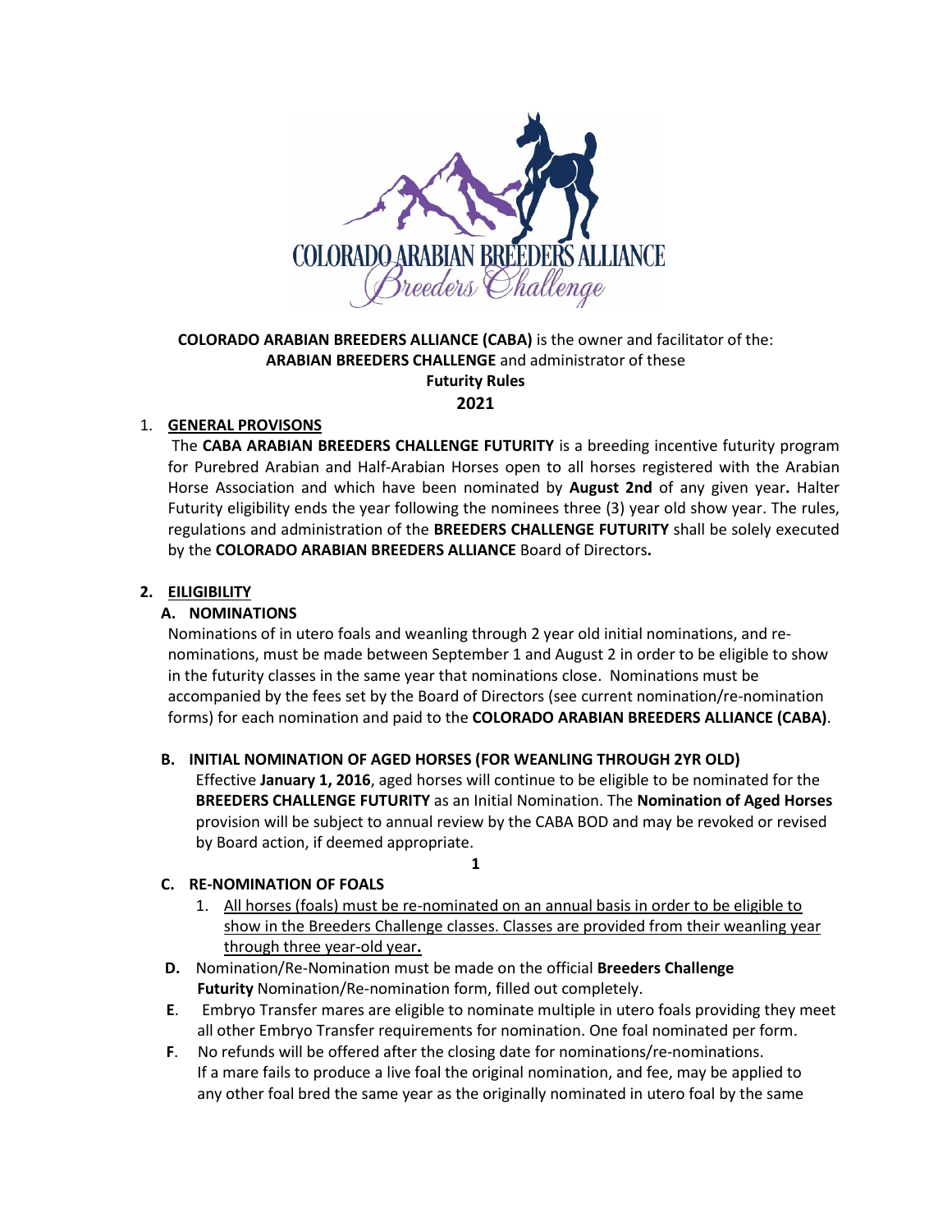**COLORADO ARABIAN BREEDERS ALLIANCE (CABA)** is the owner and facilitator of the:
**ARABIAN BREEDERS CHALLENGE** and administrator of these
**Futurity Rules**
**2021**

1. **GENERAL PROVISONS**

   The **CABA ARABIAN BREEDERS CHALLENGE FUTURITY** is a breeding incentive futurity program for Purebred Arabian and Half-Arabian Horses open to all horses registered with the Arabian Horse Association and which have been nominated by **August 2nd** of any given year**.** Halter Futurity eligibility ends the year following the nominees three (3) year old show year. The rules, regulations and administration of the **BREEDERS CHALLENGE FUTURITY** shall be solely executed by the **COLORADO ARABIAN BREEDERS ALLIANCE** Board of Directors**.**

2. **EILIGIBILITY**

   **A. NOMINATIONS**

   Nominations of in utero foals and weanling through 2 year old initial nominations, and re-nominations, must be made between September 1 and August 2 in order to be eligible to show in the futurity classes in the same year that nominations close. Nominations must be accompanied by the fees set by the Board of Directors (see current nomination/re-nomination forms) for each nomination and paid to the **COLORADO ARABIAN BREEDERS ALLIANCE (CABA)**.

   **B. INITIAL NOMINATION OF AGED HORSES (FOR WEANLING THROUGH 2YR OLD)**

   Effective **January 1, 2016**, aged horses will continue to be eligible to be nominated for the **BREEDERS CHALLENGE FUTURITY** as an Initial Nomination. The **Nomination of Aged Horses** provision will be subject to annual review by the CABA BOD and may be revoked or revised by Board action, if deemed appropriate.

   **C. RE-NOMINATION OF FOALS**

   1. <u>All horses (foals) must be re-nominated on an annual basis in order to be eligible to show in the Breeders Challenge classes. Classes are provided from their weanling year through three year-old year</u>**.**

   **D.** Nomination/Re-Nomination must be made on the official **Breeders Challenge Futurity** Nomination/Re-nomination form, filled out completely.

   **E**. Embryo Transfer mares are eligible to nominate multiple in utero foals providing they meet all other Embryo Transfer requirements for nomination. One foal nominated per form.

   **F**. No refunds will be offered after the closing date for nominations/re-nominations. If a mare fails to produce a live foal the original nomination, and fee, may be applied to any other foal bred the same year as the originally nominated in utero foal by the same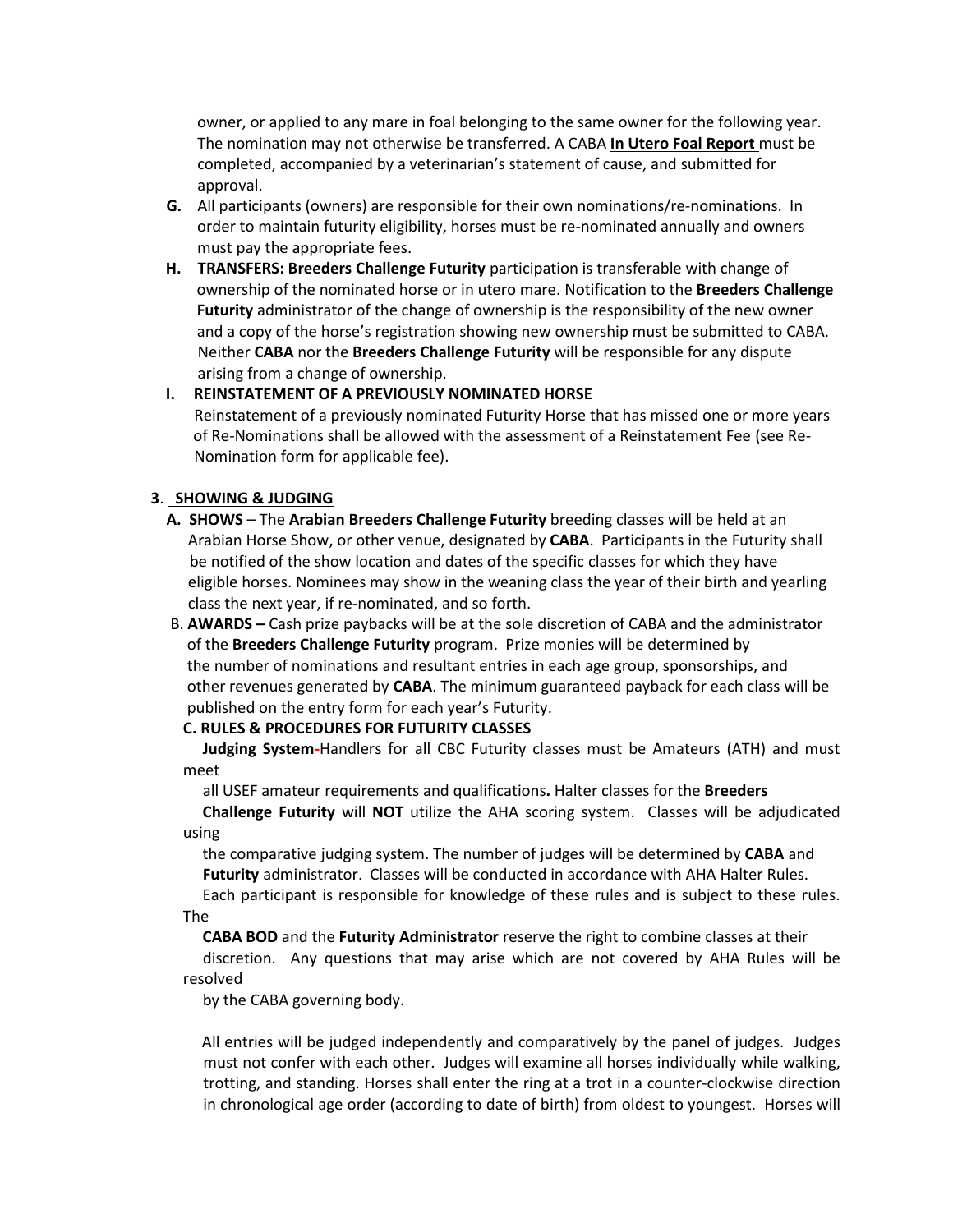owner, or applied to any mare in foal belonging to the same owner for the following year. The nomination may not otherwise be transferred. A CABA **In Utero Foal Report** must be completed, accompanied by a veterinarian's statement of cause, and submitted for approval.

**G.** All participants (owners) are responsible for their own nominations/re-nominations. In order to maintain futurity eligibility, horses must be re-nominated annually and owners must pay the appropriate fees.

**H. TRANSFERS: Breeders Challenge Futurity** participation is transferable with change of ownership of the nominated horse or in utero mare. Notification to the **Breeders Challenge Futurity** administrator of the change of ownership is the responsibility of the new owner and a copy of the horse's registration showing new ownership must be submitted to CABA. Neither **CABA** nor the **Breeders Challenge Futurity** will be responsible for any dispute arising from a change of ownership.

**I. REINSTATEMENT OF A PREVIOUSLY NOMINATED HORSE**

Reinstatement of a previously nominated Futurity Horse that has missed one or more years of Re-Nominations shall be allowed with the assessment of a Reinstatement Fee (see Re-Nomination form for applicable fee).

**3. SHOWING & JUDGING**

**A. SHOWS** – The **Arabian Breeders Challenge Futurity** breeding classes will be held at an Arabian Horse Show, or other venue, designated by **CABA**. Participants in the Futurity shall be notified of the show location and dates of the specific classes for which they have eligible horses. Nominees may show in the weaning class the year of their birth and yearling class the next year, if re-nominated, and so forth.

B. **AWARDS –** Cash prize paybacks will be at the sole discretion of CABA and the administrator of the **Breeders Challenge Futurity** program. Prize monies will be determined by the number of nominations and resultant entries in each age group, sponsorships, and other revenues generated by **CABA**. The minimum guaranteed payback for each class will be published on the entry form for each year's Futurity.

**C. RULES & PROCEDURES FOR FUTURITY CLASSES**

**Judging System**-Handlers for all CBC Futurity classes must be Amateurs (ATH) and must meet all USEF amateur requirements and qualifications**.** Halter classes for the **Breeders Challenge Futurity** will **NOT** utilize the AHA scoring system. Classes will be adjudicated using the comparative judging system. The number of judges will be determined by **CABA** and **Futurity** administrator. Classes will be conducted in accordance with AHA Halter Rules. Each participant is responsible for knowledge of these rules and is subject to these rules. The **CABA BOD** and the **Futurity Administrator** reserve the right to combine classes at their discretion. Any questions that may arise which are not covered by AHA Rules will be resolved by the CABA governing body.

All entries will be judged independently and comparatively by the panel of judges. Judges must not confer with each other. Judges will examine all horses individually while walking, trotting, and standing. Horses shall enter the ring at a trot in a counter-clockwise direction in chronological age order (according to date of birth) from oldest to youngest. Horses will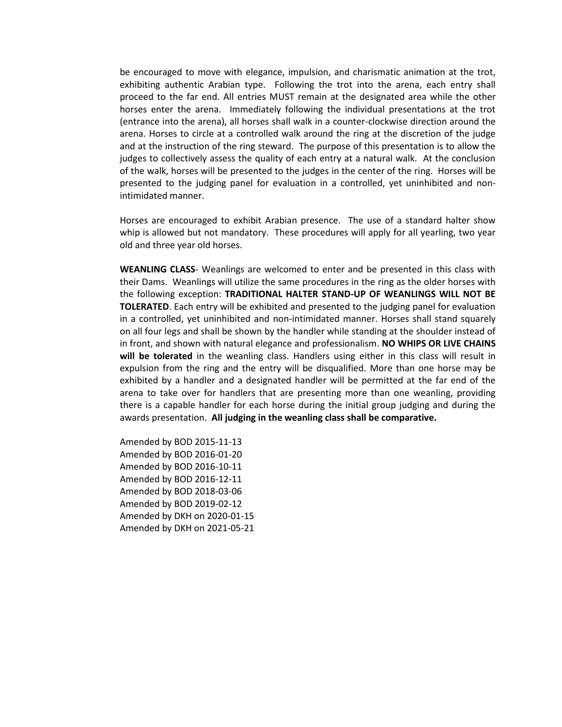be encouraged to move with elegance, impulsion, and charismatic animation at the trot, exhibiting authentic Arabian type. Following the trot into the arena, each entry shall proceed to the far end. All entries MUST remain at the designated area while the other horses enter the arena. Immediately following the individual presentations at the trot (entrance into the arena), all horses shall walk in a counter-clockwise direction around the arena. Horses to circle at a controlled walk around the ring at the discretion of the judge and at the instruction of the ring steward. The purpose of this presentation is to allow the judges to collectively assess the quality of each entry at a natural walk. At the conclusion of the walk, horses will be presented to the judges in the center of the ring. Horses will be presented to the judging panel for evaluation in a controlled, yet uninhibited and non-intimidated manner.

Horses are encouraged to exhibit Arabian presence. The use of a standard halter show whip is allowed but not mandatory. These procedures will apply for all yearling, two year old and three year old horses.

**WEANLING CLASS**- Weanlings are welcomed to enter and be presented in this class with their Dams. Weanlings will utilize the same procedures in the ring as the older horses with the following exception: **TRADITIONAL HALTER STAND-UP OF WEANLINGS WILL NOT BE TOLERATED**. Each entry will be exhibited and presented to the judging panel for evaluation in a controlled, yet uninhibited and non-intimidated manner. Horses shall stand squarely on all four legs and shall be shown by the handler while standing at the shoulder instead of in front, and shown with natural elegance and professionalism. **NO WHIPS OR LIVE CHAINS will be tolerated** in the weanling class. Handlers using either in this class will result in expulsion from the ring and the entry will be disqualified. More than one horse may be exhibited by a handler and a designated handler will be permitted at the far end of the arena to take over for handlers that are presenting more than one weanling, providing there is a capable handler for each horse during the initial group judging and during the awards presentation. **All judging in the weanling class shall be comparative.**

Amended by BOD 2015-11-13
Amended by BOD 2016-01-20
Amended by BOD 2016-10-11
Amended by BOD 2016-12-11
Amended by BOD 2018-03-06
Amended by BOD 2019-02-12
Amended by DKH on 2020-01-15
Amended by DKH on 2021-05-21